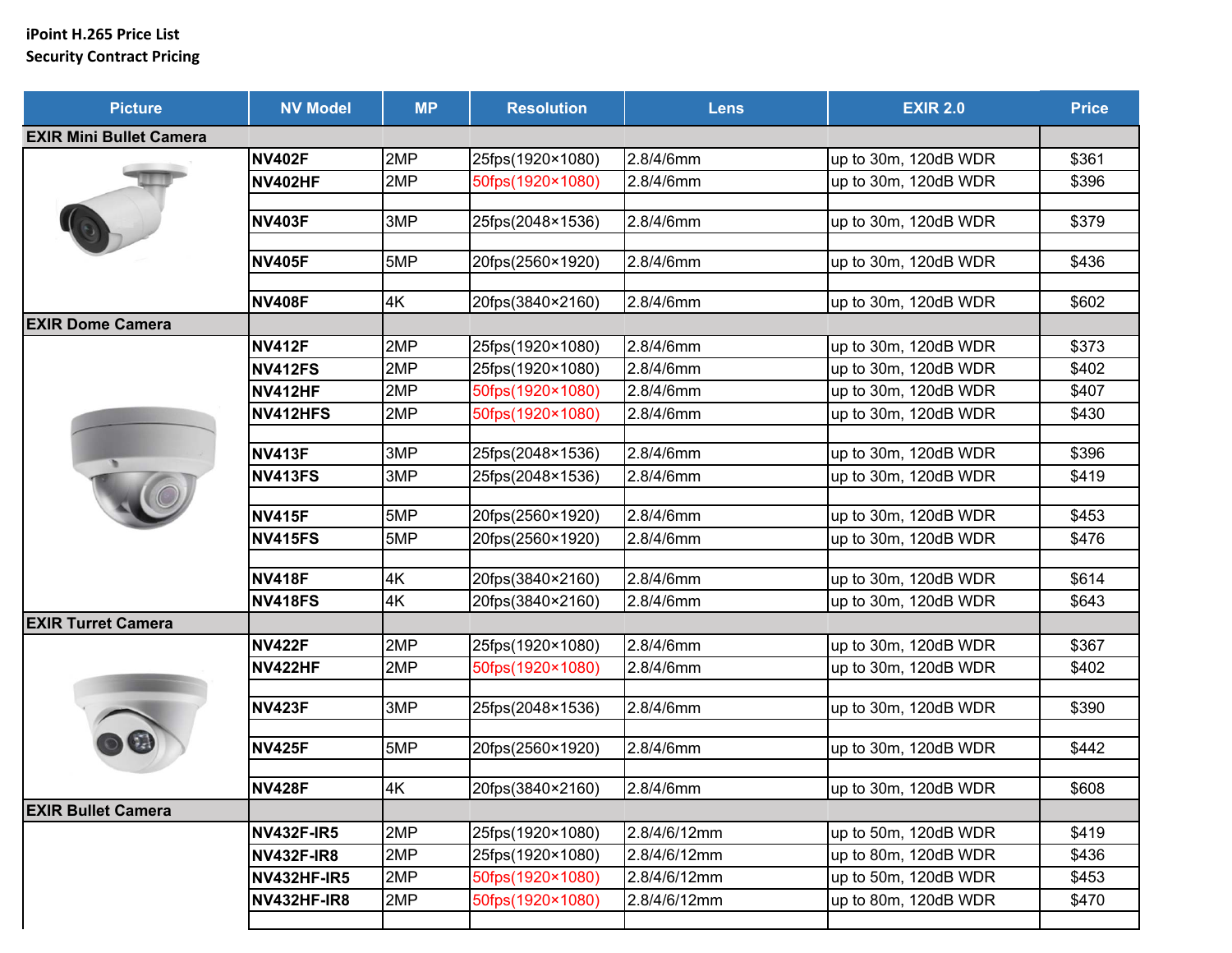iPoint H.265 Price List
Security Contract Pricing

| Picture | NV Model | MP | Resolution | Lens | EXIR 2.0 | Price |
|---|---|---|---|---|---|---|
| **EXIR Mini Bullet Camera** | | | | | | |
| | **NV402F** | 2MP | 25fps(1920×1080) | 2.8/4/6mm | up to 30m, 120dB WDR | $361 |
| | **NV402HF** | 2MP | 50fps(1920×1080) | 2.8/4/6mm | up to 30m, 120dB WDR | $396 |
| | | | | | | |
| | **NV403F** | 3MP | 25fps(2048×1536) | 2.8/4/6mm | up to 30m, 120dB WDR | $379 |
| | | | | | | |
| | **NV405F** | 5MP | 20fps(2560×1920) | 2.8/4/6mm | up to 30m, 120dB WDR | $436 |
| | | | | | | |
| | **NV408F** | 4K | 20fps(3840×2160) | 2.8/4/6mm | up to 30m, 120dB WDR | $602 |
| **EXIR Dome Camera** | | | | | | |
| | **NV412F** | 2MP | 25fps(1920×1080) | 2.8/4/6mm | up to 30m, 120dB WDR | $373 |
| | **NV412FS** | 2MP | 25fps(1920×1080) | 2.8/4/6mm | up to 30m, 120dB WDR | $402 |
| | **NV412HF** | 2MP | 50fps(1920×1080) | 2.8/4/6mm | up to 30m, 120dB WDR | $407 |
| | **NV412HFS** | 2MP | 50fps(1920×1080) | 2.8/4/6mm | up to 30m, 120dB WDR | $430 |
| | | | | | | |
| | **NV413F** | 3MP | 25fps(2048×1536) | 2.8/4/6mm | up to 30m, 120dB WDR | $396 |
| | **NV413FS** | 3MP | 25fps(2048×1536) | 2.8/4/6mm | up to 30m, 120dB WDR | $419 |
| | | | | | | |
| | **NV415F** | 5MP | 20fps(2560×1920) | 2.8/4/6mm | up to 30m, 120dB WDR | $453 |
| | **NV415FS** | 5MP | 20fps(2560×1920) | 2.8/4/6mm | up to 30m, 120dB WDR | $476 |
| | | | | | | |
| | **NV418F** | 4K | 20fps(3840×2160) | 2.8/4/6mm | up to 30m, 120dB WDR | $614 |
| | **NV418FS** | 4K | 20fps(3840×2160) | 2.8/4/6mm | up to 30m, 120dB WDR | $643 |
| **EXIR Turret Camera** | | | | | | |
| | **NV422F** | 2MP | 25fps(1920×1080) | 2.8/4/6mm | up to 30m, 120dB WDR | $367 |
| | **NV422HF** | 2MP | 50fps(1920×1080) | 2.8/4/6mm | up to 30m, 120dB WDR | $402 |
| | | | | | | |
| | **NV423F** | 3MP | 25fps(2048×1536) | 2.8/4/6mm | up to 30m, 120dB WDR | $390 |
| | | | | | | |
| | **NV425F** | 5MP | 20fps(2560×1920) | 2.8/4/6mm | up to 30m, 120dB WDR | $442 |
| | | | | | | |
| | **NV428F** | 4K | 20fps(3840×2160) | 2.8/4/6mm | up to 30m, 120dB WDR | $608 |
| **EXIR Bullet Camera** | | | | | | |
| | **NV432F-IR5** | 2MP | 25fps(1920×1080) | 2.8/4/6/12mm | up to 50m, 120dB WDR | $419 |
| | **NV432F-IR8** | 2MP | 25fps(1920×1080) | 2.8/4/6/12mm | up to 80m, 120dB WDR | $436 |
| | **NV432HF-IR5** | 2MP | 50fps(1920×1080) | 2.8/4/6/12mm | up to 50m, 120dB WDR | $453 |
| | **NV432HF-IR8** | 2MP | 50fps(1920×1080) | 2.8/4/6/12mm | up to 80m, 120dB WDR | $470 |
| | | | | | | |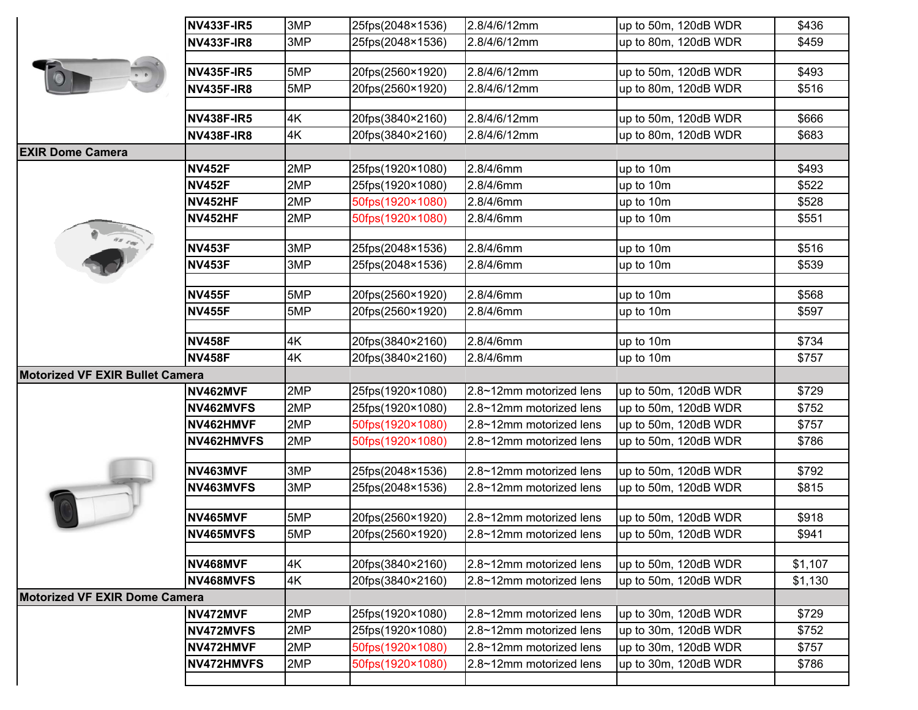| | | | | | | |
|---|---|---|---|---|---|---|
| | **NV433F-IR5** | 3MP | 25fps(2048×1536) | 2.8/4/6/12mm | up to 50m, 120dB WDR | $436 |
| | **NV433F-IR8** | 3MP | 25fps(2048×1536) | 2.8/4/6/12mm | up to 80m, 120dB WDR | $459 |
| | | | | | | |
| | **NV435F-IR5** | 5MP | 20fps(2560×1920) | 2.8/4/6/12mm | up to 50m, 120dB WDR | $493 |
| | **NV435F-IR8** | 5MP | 20fps(2560×1920) | 2.8/4/6/12mm | up to 80m, 120dB WDR | $516 |
| | | | | | | |
| | **NV438F-IR5** | 4K | 20fps(3840×2160) | 2.8/4/6/12mm | up to 50m, 120dB WDR | $666 |
| | **NV438F-IR8** | 4K | 20fps(3840×2160) | 2.8/4/6/12mm | up to 80m, 120dB WDR | $683 |
| **EXIR Dome Camera** | | | | | | |
| | **NV452F** | 2MP | 25fps(1920×1080) | 2.8/4/6mm | up to 10m | $493 |
| | **NV452F** | 2MP | 25fps(1920×1080) | 2.8/4/6mm | up to 10m | $522 |
| | **NV452HF** | 2MP | 50fps(1920×1080) | 2.8/4/6mm | up to 10m | $528 |
| | **NV452HF** | 2MP | 50fps(1920×1080) | 2.8/4/6mm | up to 10m | $551 |
| | | | | | | |
| | **NV453F** | 3MP | 25fps(2048×1536) | 2.8/4/6mm | up to 10m | $516 |
| | **NV453F** | 3MP | 25fps(2048×1536) | 2.8/4/6mm | up to 10m | $539 |
| | | | | | | |
| | **NV455F** | 5MP | 20fps(2560×1920) | 2.8/4/6mm | up to 10m | $568 |
| | **NV455F** | 5MP | 20fps(2560×1920) | 2.8/4/6mm | up to 10m | $597 |
| | | | | | | |
| | **NV458F** | 4K | 20fps(3840×2160) | 2.8/4/6mm | up to 10m | $734 |
| | **NV458F** | 4K | 20fps(3840×2160) | 2.8/4/6mm | up to 10m | $757 |
| **Motorized VF EXIR Bullet Camera** | | | | | | |
| | **NV462MVF** | 2MP | 25fps(1920×1080) | 2.8~12mm motorized lens | up to 50m, 120dB WDR | $729 |
| | **NV462MVFS** | 2MP | 25fps(1920×1080) | 2.8~12mm motorized lens | up to 50m, 120dB WDR | $752 |
| | **NV462HMVF** | 2MP | 50fps(1920×1080) | 2.8~12mm motorized lens | up to 50m, 120dB WDR | $757 |
| | **NV462HMVFS** | 2MP | 50fps(1920×1080) | 2.8~12mm motorized lens | up to 50m, 120dB WDR | $786 |
| | | | | | | |
| | **NV463MVF** | 3MP | 25fps(2048×1536) | 2.8~12mm motorized lens | up to 50m, 120dB WDR | $792 |
| | **NV463MVFS** | 3MP | 25fps(2048×1536) | 2.8~12mm motorized lens | up to 50m, 120dB WDR | $815 |
| | | | | | | |
| | **NV465MVF** | 5MP | 20fps(2560×1920) | 2.8~12mm motorized lens | up to 50m, 120dB WDR | $918 |
| | **NV465MVFS** | 5MP | 20fps(2560×1920) | 2.8~12mm motorized lens | up to 50m, 120dB WDR | $941 |
| | | | | | | |
| | **NV468MVF** | 4K | 20fps(3840×2160) | 2.8~12mm motorized lens | up to 50m, 120dB WDR | $1,107 |
| | **NV468MVFS** | 4K | 20fps(3840×2160) | 2.8~12mm motorized lens | up to 50m, 120dB WDR | $1,130 |
| **Motorized VF EXIR Dome Camera** | | | | | | |
| | **NV472MVF** | 2MP | 25fps(1920×1080) | 2.8~12mm motorized lens | up to 30m, 120dB WDR | $729 |
| | **NV472MVFS** | 2MP | 25fps(1920×1080) | 2.8~12mm motorized lens | up to 30m, 120dB WDR | $752 |
| | **NV472HMVF** | 2MP | 50fps(1920×1080) | 2.8~12mm motorized lens | up to 30m, 120dB WDR | $757 |
| | **NV472HMVFS** | 2MP | 50fps(1920×1080) | 2.8~12mm motorized lens | up to 30m, 120dB WDR | $786 |
| | | | | | | |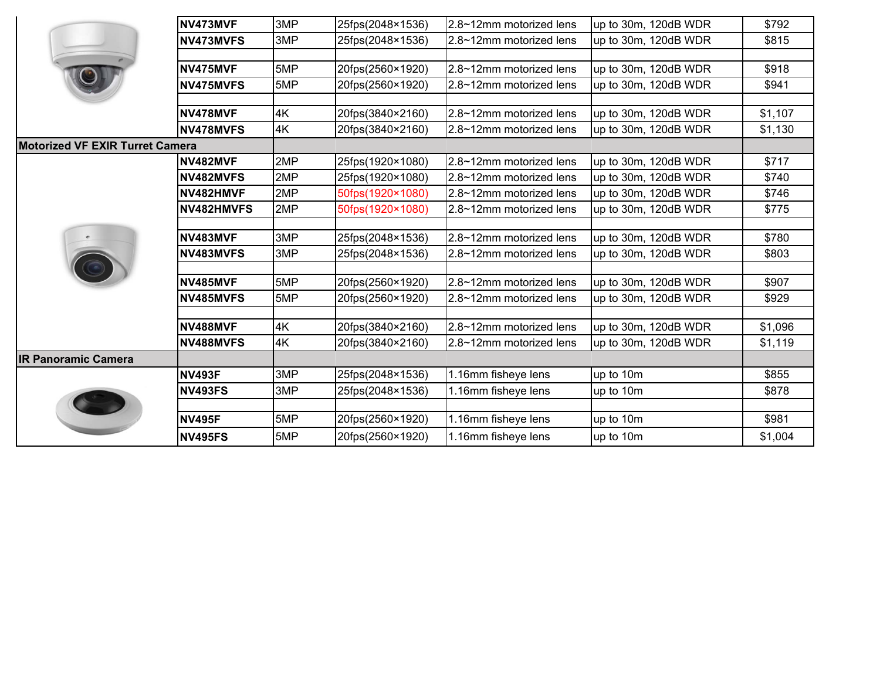| | | | | | | |
|---|---|---|---|---|---|---|
| | NV473MVF | 3MP | 25fps(2048×1536) | 2.8~12mm motorized lens | up to 30m, 120dB WDR | $792 |
| | NV473MVFS | 3MP | 25fps(2048×1536) | 2.8~12mm motorized lens | up to 30m, 120dB WDR | $815 |
| | | | | | | |
| | NV475MVF | 5MP | 20fps(2560×1920) | 2.8~12mm motorized lens | up to 30m, 120dB WDR | $918 |
| | NV475MVFS | 5MP | 20fps(2560×1920) | 2.8~12mm motorized lens | up to 30m, 120dB WDR | $941 |
| | | | | | | |
| | NV478MVF | 4K | 20fps(3840×2160) | 2.8~12mm motorized lens | up to 30m, 120dB WDR | $1,107 |
| | NV478MVFS | 4K | 20fps(3840×2160) | 2.8~12mm motorized lens | up to 30m, 120dB WDR | $1,130 |
| **Motorized VF EXIR Turret Camera** | | | | | | |
| | NV482MVF | 2MP | 25fps(1920×1080) | 2.8~12mm motorized lens | up to 30m, 120dB WDR | $717 |
| | NV482MVFS | 2MP | 25fps(1920×1080) | 2.8~12mm motorized lens | up to 30m, 120dB WDR | $740 |
| | NV482HMVF | 2MP | 50fps(1920×1080) | 2.8~12mm motorized lens | up to 30m, 120dB WDR | $746 |
| | NV482HMVFS | 2MP | 50fps(1920×1080) | 2.8~12mm motorized lens | up to 30m, 120dB WDR | $775 |
| | | | | | | |
| | NV483MVF | 3MP | 25fps(2048×1536) | 2.8~12mm motorized lens | up to 30m, 120dB WDR | $780 |
| | NV483MVFS | 3MP | 25fps(2048×1536) | 2.8~12mm motorized lens | up to 30m, 120dB WDR | $803 |
| | | | | | | |
| | NV485MVF | 5MP | 20fps(2560×1920) | 2.8~12mm motorized lens | up to 30m, 120dB WDR | $907 |
| | NV485MVFS | 5MP | 20fps(2560×1920) | 2.8~12mm motorized lens | up to 30m, 120dB WDR | $929 |
| | | | | | | |
| | NV488MVF | 4K | 20fps(3840×2160) | 2.8~12mm motorized lens | up to 30m, 120dB WDR | $1,096 |
| | NV488MVFS | 4K | 20fps(3840×2160) | 2.8~12mm motorized lens | up to 30m, 120dB WDR | $1,119 |
| **IR Panoramic Camera** | | | | | | |
| | NV493F | 3MP | 25fps(2048×1536) | 1.16mm fisheye lens | up to 10m | $855 |
| | NV493FS | 3MP | 25fps(2048×1536) | 1.16mm fisheye lens | up to 10m | $878 |
| | | | | | | |
| | NV495F | 5MP | 20fps(2560×1920) | 1.16mm fisheye lens | up to 10m | $981 |
| | NV495FS | 5MP | 20fps(2560×1920) | 1.16mm fisheye lens | up to 10m | $1,004 |